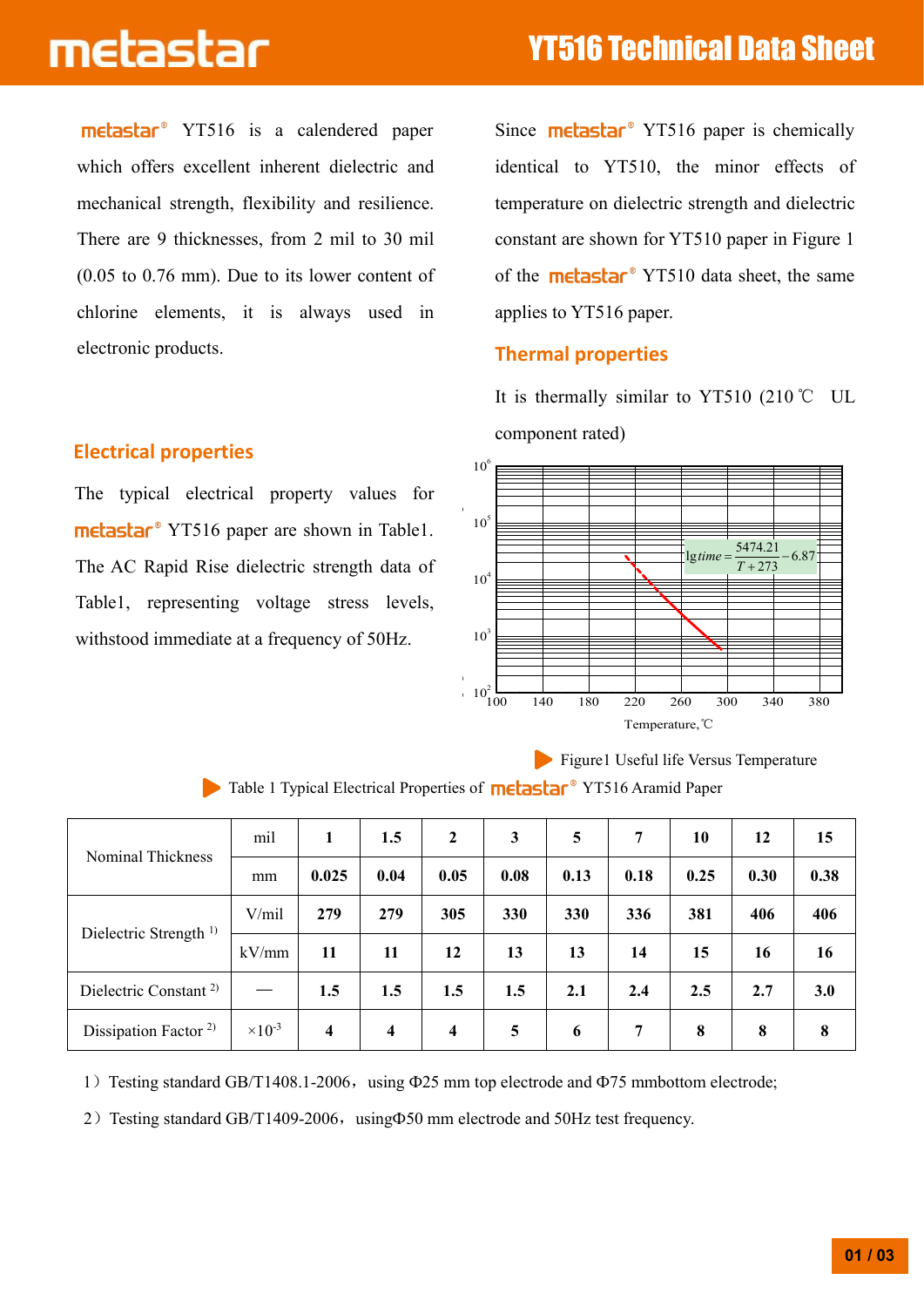metastar® YT516 is a calendered paper which offers excellent inherent dielectric and mechanical strength, flexibility and resilience. There are 9 thicknesses, from 2 mil to 30 mil (0.05 to 0.76 mm). Due to its lower content of chlorine elements, it is always used in electronic products.

## Electrical properties

The typical electrical property values for metastar® YT516 paper are shown in Table1. The AC Rapid Rise dielectric strength data of Table1, representing voltage stress levels, withstood immediate at a frequency of 50Hz.

Since metastar® YT516 paper is chemically identical to YT510, the minor effects of temperature on dielectric strength and dielectric constant are shown for YT510 paper in Figure 1 of the metastar® YT510 data sheet, the same applies to YT516 paper.

## Thermal properties

It is thermally similar to YT510 (210℃ UL component rated)

$$\lg time = \frac{5474.21}{T+273} - 6.87$$

Figure1 Useful life Versus Temperature

Table 1 Typical Electrical Properties of metastar® YT516 Aramid Paper

| Nominal Thickness | mil | 1 | 1.5 | 2 | 3 | 5 | 7 | 10 | 12 | 15 |
|---|---|---|---|---|---|---|---|---|---|---|
| | mm | **0.025** | **0.04** | **0.05** | **0.08** | **0.13** | **0.18** | **0.25** | **0.30** | **0.38** |
| Dielectric Strength [1] | V/mil | **279** | **279** | **305** | **330** | **330** | **336** | **381** | **406** | **406** |
| | kV/mm | **11** | **11** | **12** | **13** | **13** | **14** | **15** | **16** | **16** |
| Dielectric Constant [2] | — | **1.5** | **1.5** | **1.5** | **1.5** | **2.1** | **2.4** | **2.5** | **2.7** | **3.0** |
| Dissipation Factor [2] | $\times10^{-3}$ | **4** | **4** | **4** | **5** | **6** | **7** | **8** | **8** | **8** |

1）Testing standard GB/T1408.1-2006，using Φ25 mm top electrode and Φ75 mmbottom electrode;

2）Testing standard GB/T1409-2006，usingΦ50 mm electrode and 50Hz test frequency.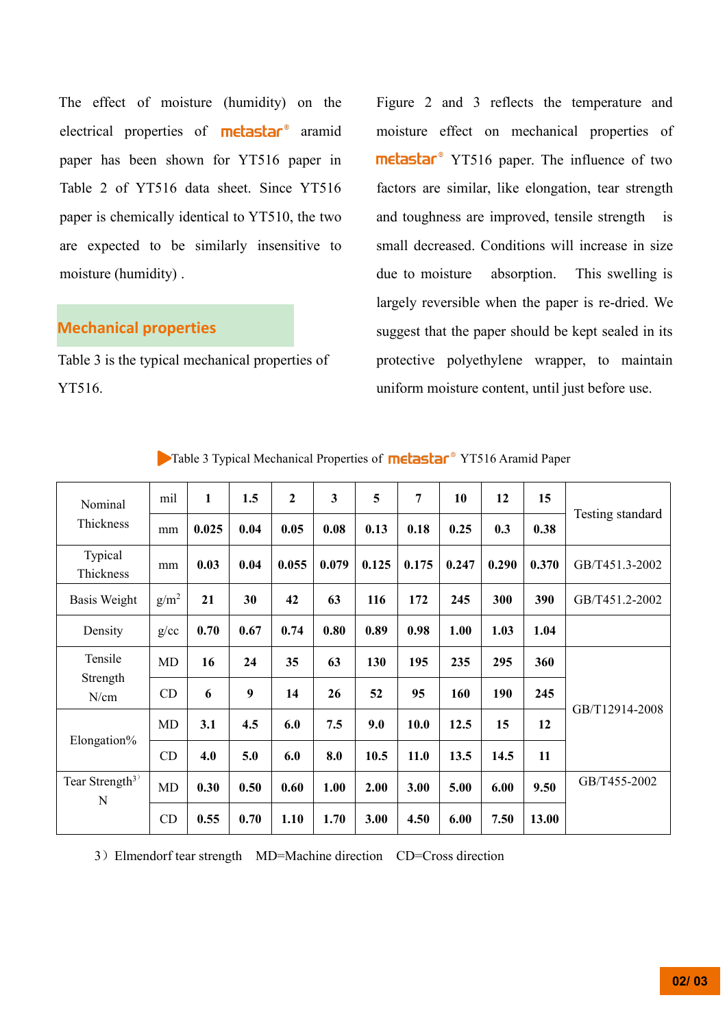The effect of moisture (humidity) on the electrical properties of metastar® aramid paper has been shown for YT516 paper in Table 2 of YT516 data sheet. Since YT516 paper is chemically identical to YT510, the two are expected to be similarly insensitive to moisture (humidity) .

## Mechanical properties

Table 3 is the typical mechanical properties of YT516.

Figure 2 and 3 reflects the temperature and moisture effect on mechanical properties of metastar® YT516 paper. The influence of two factors are similar, like elongation, tear strength and toughness are improved, tensile strength is small decreased. Conditions will increase in size due to moisture absorption. This swelling is largely reversible when the paper is re-dried. We suggest that the paper should be kept sealed in its protective polyethylene wrapper, to maintain uniform moisture content, until just before use.

Table 3 Typical Mechanical Properties of metastar® YT516 Aramid Paper

| Nominal Thickness | mil | 1 | 1.5 | 2 | 3 | 5 | 7 | 10 | 12 | 15 | Testing standard |
|---|---|---|---|---|---|---|---|---|---|---|---|
| | mm | 0.025 | 0.04 | 0.05 | 0.08 | 0.13 | 0.18 | 0.25 | 0.3 | 0.38 | |
| Typical Thickness | mm | 0.03 | 0.04 | 0.055 | 0.079 | 0.125 | 0.175 | 0.247 | 0.290 | 0.370 | GB/T451.3-2002 |
| Basis Weight | $g/m^2$ | 21 | 30 | 42 | 63 | 116 | 172 | 245 | 300 | 390 | GB/T451.2-2002 |
| Density | g/cc | 0.70 | 0.67 | 0.74 | 0.80 | 0.89 | 0.98 | 1.00 | 1.03 | 1.04 | |
| Tensile Strength N/cm | MD | 16 | 24 | 35 | 63 | 130 | 195 | 235 | 295 | 360 | GB/T12914-2008 |
| | CD | 6 | 9 | 14 | 26 | 52 | 95 | 160 | 190 | 245 | |
| Elongation% | MD | 3.1 | 4.5 | 6.0 | 7.5 | 9.0 | 10.0 | 12.5 | 15 | 12 | |
| | CD | 4.0 | 5.0 | 6.0 | 8.0 | 10.5 | 11.0 | 13.5 | 14.5 | 11 | |
| Tear Strength[3)] N | MD | 0.30 | 0.50 | 0.60 | 1.00 | 2.00 | 3.00 | 5.00 | 6.00 | 9.50 | GB/T455-2002 |
| | CD | 0.55 | 0.70 | 1.10 | 1.70 | 3.00 | 4.50 | 6.00 | 7.50 | 13.00 | |

3) Elmendorf tear strength MD=Machine direction CD=Cross direction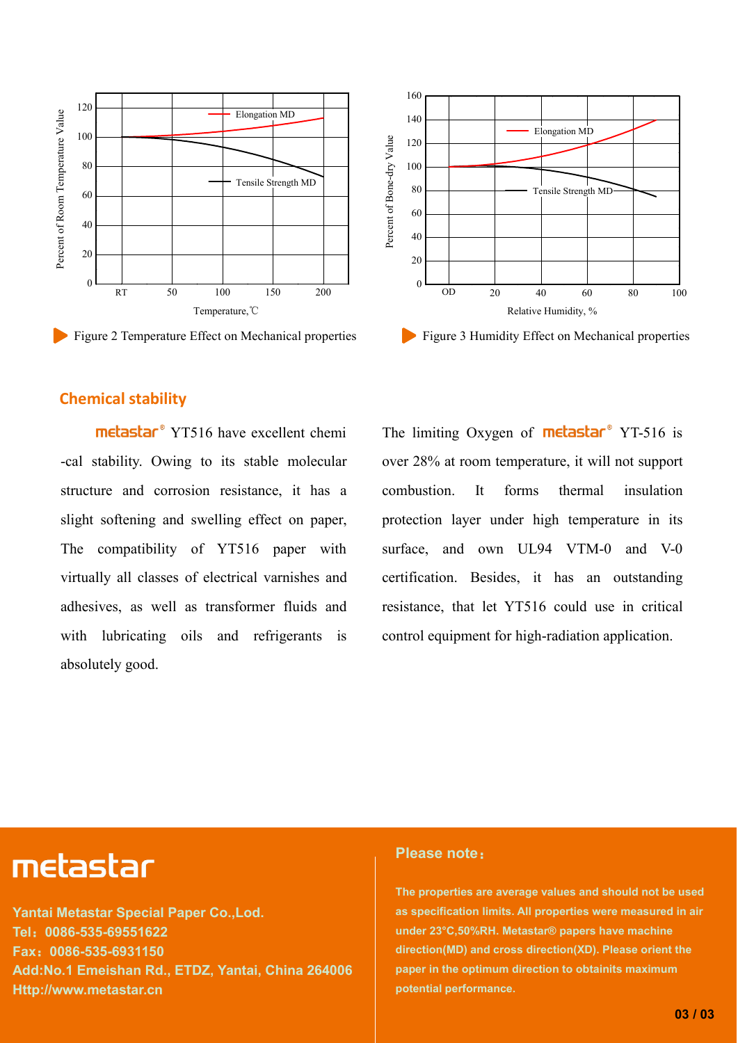Percent of Room Temperature Value

120
100
80
60
40
20
0

RT 50 100 150 200

Temperature,℃

Elongation MD

Tensile Strength MD

Figure 2 Temperature Effect on Mechanical properties

Percent of Bone-dry Value

160
140
120
100
80
60
40
20
0

OD 20 40 60 80 100

Relative Humidity, %

Elongation MD

Tensile Strength MD

Figure 3 Humidity Effect on Mechanical properties

## Chemical stability

metastar® YT516 have excellent chemi-cal stability. Owing to its stable molecular structure and corrosion resistance, it has a slight softening and swelling effect on paper, The compatibility of YT516 paper with virtually all classes of electrical varnishes and adhesives, as well as transformer fluids and with lubricating oils and refrigerants is absolutely good.

The limiting Oxygen of metastar® YT-516 is over 28% at room temperature, it will not support combustion. It forms thermal insulation protection layer under high temperature in its surface, and own UL94 VTM-0 and V-0 certification. Besides, it has an outstanding resistance, that let YT516 could use in critical control equipment for high-radiation application.

metastar

**Yantai Metastar Special Paper Co.,Lod.**
**Tel：0086-535-69551622**
**Fax：0086-535-6931150**
**Add:No.1 Emeishan Rd., ETDZ, Yantai, China 264006**
**Http://www.metastar.cn**

**Please note：**

**The properties are average values and should not be used as specification limits. All properties were measured in air under 23°C,50%RH. Metastar® papers have machine direction(MD) and cross direction(XD). Please orient the paper in the optimum direction to obtainits maximum potential performance.**